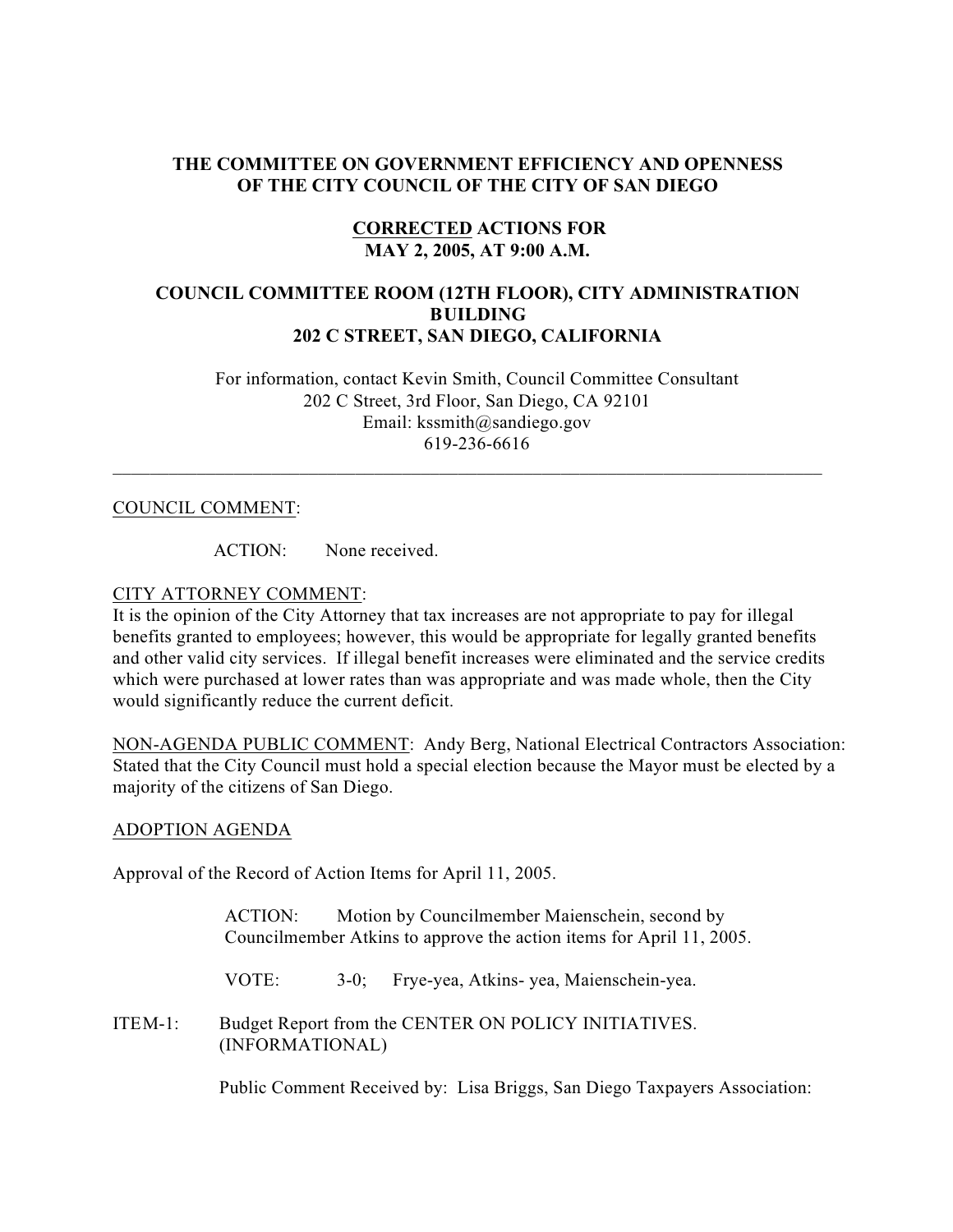**THE COMMITTEE ON GOVERNMENT EFFICIENCY AND OPENNESS OF THE CITY COUNCIL OF THE CITY OF SAN DIEGO**

**CORRECTED ACTIONS FOR MAY 2, 2005, AT 9:00 A.M.**

**COUNCIL COMMITTEE ROOM (12TH FLOOR), CITY ADMINISTRATION BUILDING 202 C STREET, SAN DIEGO, CALIFORNIA**

For information, contact Kevin Smith, Council Committee Consultant
202 C Street, 3rd Floor, San Diego, CA 92101
Email: kssmith@sandiego.gov
619-236-6616

---

COUNCIL COMMENT:

ACTION: None received.

CITY ATTORNEY COMMENT:
It is the opinion of the City Attorney that tax increases are not appropriate to pay for illegal benefits granted to employees; however, this would be appropriate for legally granted benefits and other valid city services. If illegal benefit increases were eliminated and the service credits which were purchased at lower rates than was appropriate and was made whole, then the City would significantly reduce the current deficit.

NON-AGENDA PUBLIC COMMENT: Andy Berg, National Electrical Contractors Association: Stated that the City Council must hold a special election because the Mayor must be elected by a majority of the citizens of San Diego.

ADOPTION AGENDA

Approval of the Record of Action Items for April 11, 2005.

ACTION: Motion by Councilmember Maienschein, second by Councilmember Atkins to approve the action items for April 11, 2005.

VOTE: 3-0; Frye-yea, Atkins- yea, Maienschein-yea.

ITEM-1: Budget Report from the CENTER ON POLICY INITIATIVES. (INFORMATIONAL)

Public Comment Received by: Lisa Briggs, San Diego Taxpayers Association: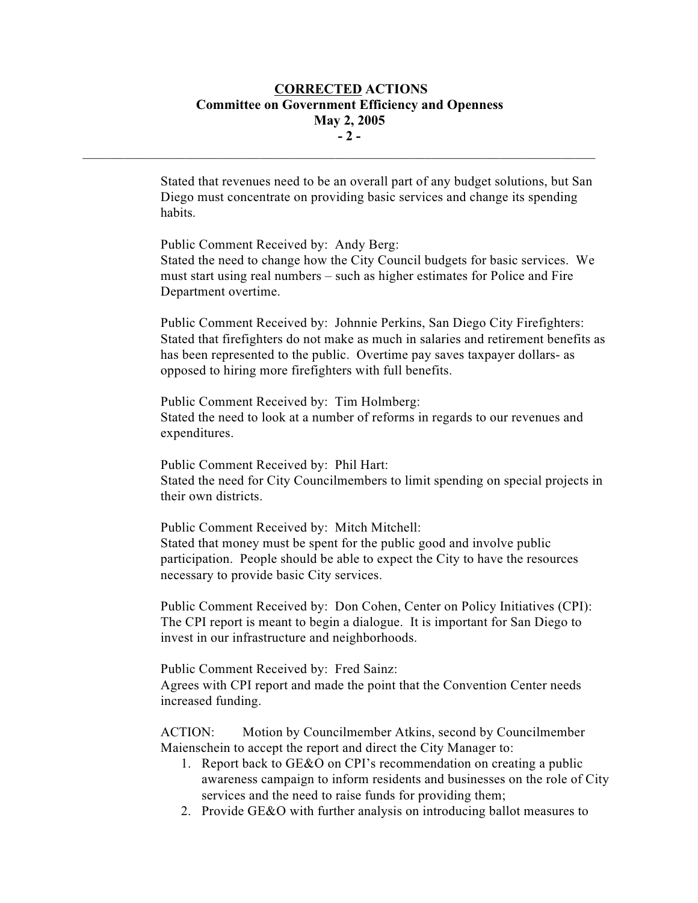Stated that revenues need to be an overall part of any budget solutions, but San Diego must concentrate on providing basic services and change its spending habits.

Public Comment Received by: Andy Berg:
Stated the need to change how the City Council budgets for basic services. We must start using real numbers – such as higher estimates for Police and Fire Department overtime.

Public Comment Received by: Johnnie Perkins, San Diego City Firefighters:
Stated that firefighters do not make as much in salaries and retirement benefits as has been represented to the public. Overtime pay saves taxpayer dollars- as opposed to hiring more firefighters with full benefits.

Public Comment Received by: Tim Holmberg:
Stated the need to look at a number of reforms in regards to our revenues and expenditures.

Public Comment Received by: Phil Hart:
Stated the need for City Councilmembers to limit spending on special projects in their own districts.

Public Comment Received by: Mitch Mitchell:
Stated that money must be spent for the public good and involve public participation. People should be able to expect the City to have the resources necessary to provide basic City services.

Public Comment Received by: Don Cohen, Center on Policy Initiatives (CPI):
The CPI report is meant to begin a dialogue. It is important for San Diego to invest in our infrastructure and neighborhoods.

Public Comment Received by: Fred Sainz:
Agrees with CPI report and made the point that the Convention Center needs increased funding.

ACTION: Motion by Councilmember Atkins, second by Councilmember Maienschein to accept the report and direct the City Manager to:

1. Report back to GE&O on CPI's recommendation on creating a public awareness campaign to inform residents and businesses on the role of City services and the need to raise funds for providing them;
2. Provide GE&O with further analysis on introducing ballot measures to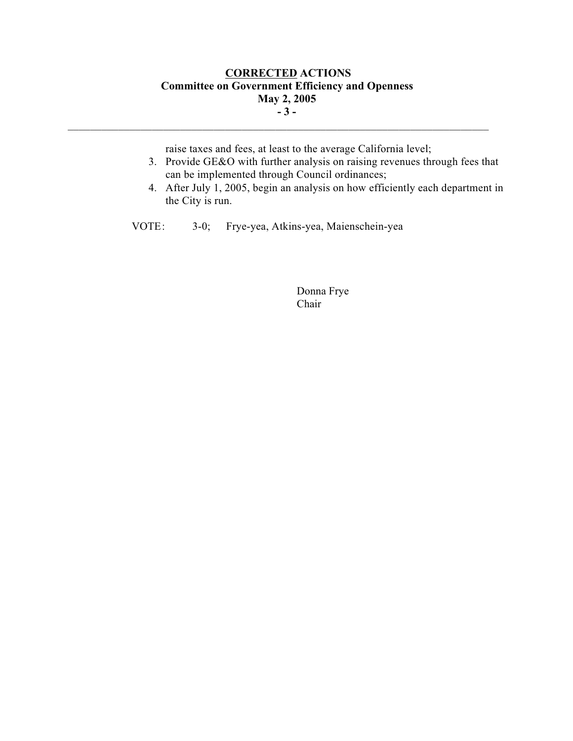raise taxes and fees, at least to the average California level;

3. Provide GE&O with further analysis on raising revenues through fees that can be implemented through Council ordinances;
4. After July 1, 2005, begin an analysis on how efficiently each department in the City is run.

VOTE: 3-0; Frye-yea, Atkins-yea, Maienschein-yea

Donna Frye
Chair